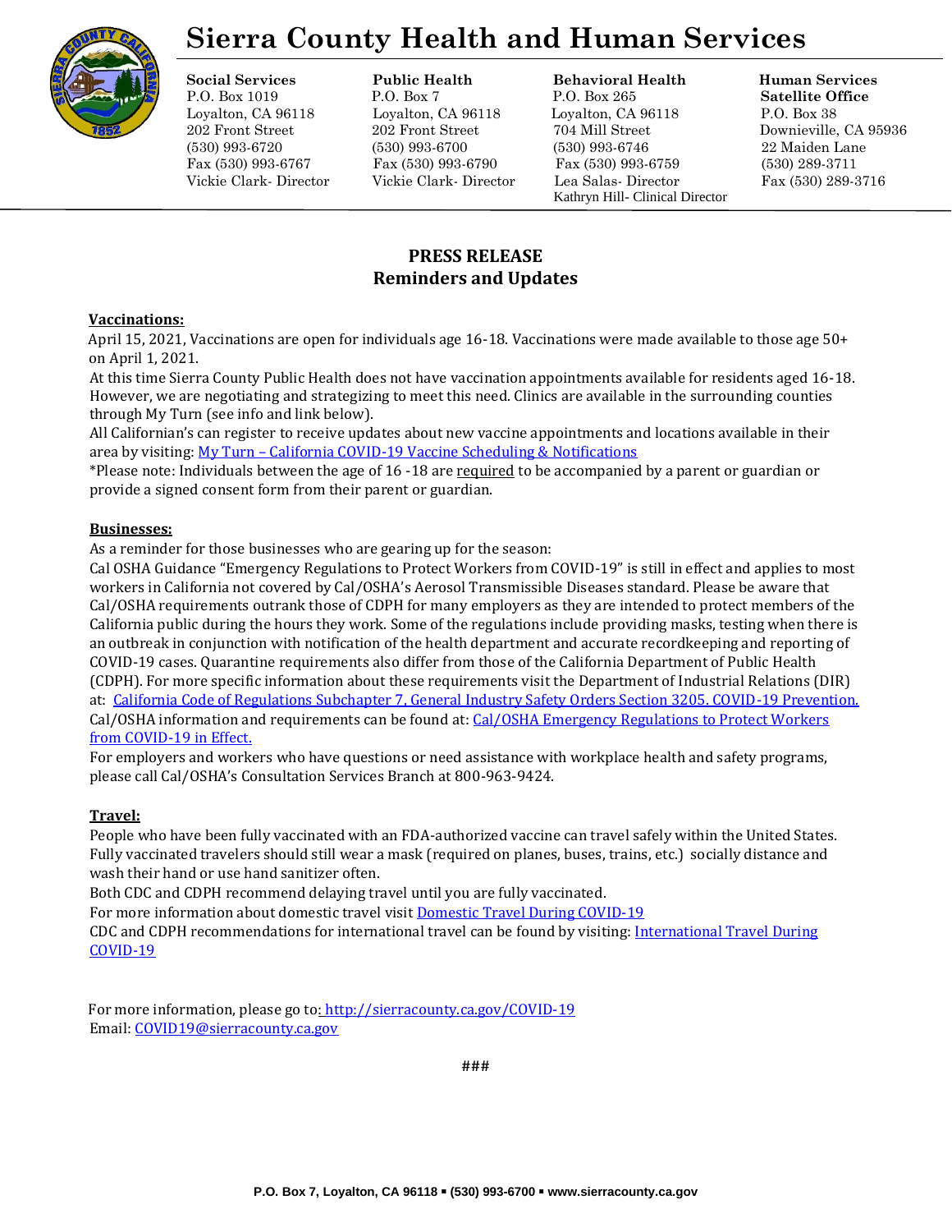# Sierra County Health and Human Services

| Social Services | Public Health | Behavioral Health | Human Services Satellite Office |
|---|---|---|---|
| P.O. Box 1019 | P.O. Box 7 | P.O. Box 265 | P.O. Box 38 |
| Loyalton, CA 96118 | Loyalton, CA 96118 | Loyalton, CA 96118 | Downieville, CA 95936 |
| 202 Front Street | 202 Front Street | 704 Mill Street | 22 Maiden Lane |
| (530) 993-6720 | (530) 993-6700 | (530) 993-6746 | (530) 289-3711 |
| Fax (530) 993-6767 | Fax (530) 993-6790 | Fax (530) 993-6759 | Fax (530) 289-3716 |
| Vickie Clark- Director | Vickie Clark- Director | Lea Salas- Director | |
| | | Kathryn Hill- Clinical Director | |

## PRESS RELEASE
## Reminders and Updates

**Vaccinations:**

April 15, 2021, Vaccinations are open for individuals age 16-18. Vaccinations were made available to those age 50+ on April 1, 2021.

At this time Sierra County Public Health does not have vaccination appointments available for residents aged 16-18. However, we are negotiating and strategizing to meet this need. Clinics are available in the surrounding counties through My Turn (see info and link below).

All Californian's can register to receive updates about new vaccine appointments and locations available in their area by visiting: My Turn – California COVID-19 Vaccine Scheduling & Notifications

*Please note: Individuals between the age of 16 -18 are required to be accompanied by a parent or guardian or provide a signed consent form from their parent or guardian.

**Businesses:**

As a reminder for those businesses who are gearing up for the season:

Cal OSHA Guidance "Emergency Regulations to Protect Workers from COVID-19" is still in effect and applies to most workers in California not covered by Cal/OSHA's Aerosol Transmissible Diseases standard. Please be aware that Cal/OSHA requirements outrank those of CDPH for many employers as they are intended to protect members of the California public during the hours they work. Some of the regulations include providing masks, testing when there is an outbreak in conjunction with notification of the health department and accurate recordkeeping and reporting of COVID-19 cases. Quarantine requirements also differ from those of the California Department of Public Health (CDPH). For more specific information about these requirements visit the Department of Industrial Relations (DIR) at: California Code of Regulations Subchapter 7, General Industry Safety Orders Section 3205. COVID-19 Prevention.

Cal/OSHA information and requirements can be found at: Cal/OSHA Emergency Regulations to Protect Workers from COVID-19 in Effect.

For employers and workers who have questions or need assistance with workplace health and safety programs, please call Cal/OSHA's Consultation Services Branch at 800-963-9424.

**Travel:**

People who have been fully vaccinated with an FDA-authorized vaccine can travel safely within the United States. Fully vaccinated travelers should still wear a mask (required on planes, buses, trains, etc.) socially distance and wash their hand or use hand sanitizer often.

Both CDC and CDPH recommend delaying travel until you are fully vaccinated.

For more information about domestic travel visit Domestic Travel During COVID-19

CDC and CDPH recommendations for international travel can be found by visiting: International Travel During COVID-19

For more information, please go to: http://sierracounty.ca.gov/COVID-19
Email: COVID19@sierracounty.ca.gov

###

P.O. Box 7, Loyalton, CA 96118 ▪ (530) 993-6700 ▪ www.sierracounty.ca.gov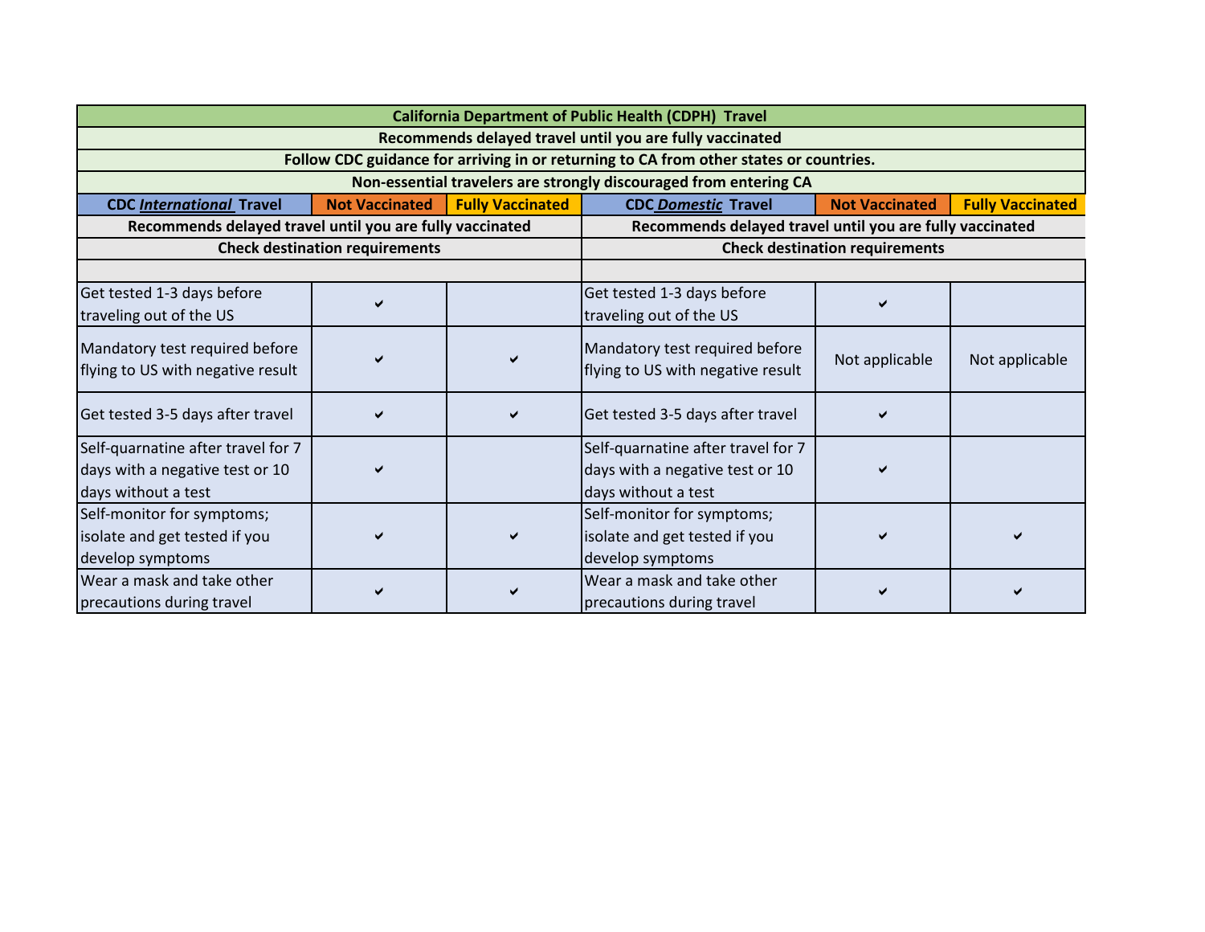| California Department of Public Health (CDPH) Travel | | | | | |
|---|---|---|---|---|---|
| Recommends delayed travel until you are fully vaccinated | | | | | |
| Follow CDC guidance for arriving in or returning to CA from other states or countries. | | | | | |
| Non-essential travelers are strongly discouraged from entering CA | | | | | |
| **CDC *International* Travel** | **Not Vaccinated** | **Fully Vaccinated** | **CDC *Domestic* Travel** | **Not Vaccinated** | **Fully Vaccinated** |
| **Recommends delayed travel until you are fully vaccinated** | | | **Recommends delayed travel until you are fully vaccinated** | | |
| **Check destination requirements** | | | **Check destination requirements** | | |
| | | | | | |
| Get tested 1-3 days before traveling out of the US | ✔ | | Get tested 1-3 days before traveling out of the US | ✔ | |
| Mandatory test required before flying to US with negative result | ✔ | ✔ | Mandatory test required before flying to US with negative result | Not applicable | Not applicable |
| Get tested 3-5 days after travel | ✔ | ✔ | Get tested 3-5 days after travel | ✔ | |
| Self-quarnatine after travel for 7 days with a negative test or 10 days without a test | ✔ | | Self-quarnatine after travel for 7 days with a negative test or 10 days without a test | ✔ | |
| Self-monitor for symptoms; isolate and get tested if you develop symptoms | ✔ | ✔ | Self-monitor for symptoms; isolate and get tested if you develop symptoms | ✔ | ✔ |
| Wear a mask and take other precautions during travel | ✔ | ✔ | Wear a mask and take other precautions during travel | ✔ | ✔ |